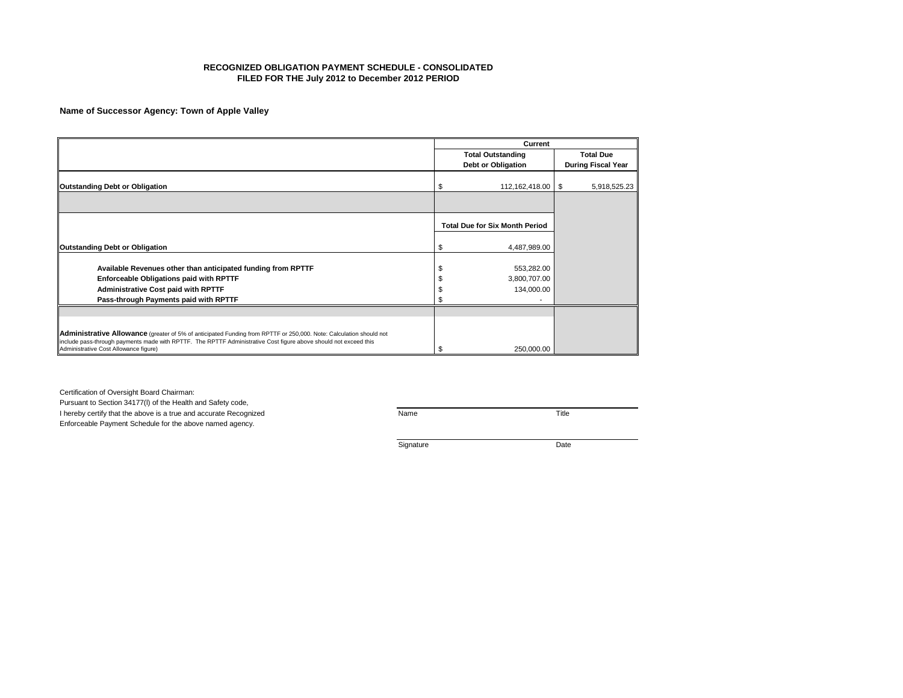# RECOGNIZED OBLIGATION PAYMENT SCHEDULE - CONSOLIDATED
## FILED FOR THE July 2012 to December 2012 PERIOD

**Name of Successor Agency: Town of Apple Valley**

| | Current | |
|---|---|---|
| | **Total Outstanding Debt or Obligation** | **Total Due During Fiscal Year** |
| **Outstanding Debt or Obligation** | $ 112,162,418.00 | $ 5,918,525.23 |
| | | |
| | **Total Due for Six Month Period** | |
| **Outstanding Debt or Obligation** | $ 4,487,989.00 | |
| **Available Revenues other than anticipated funding from RPTTF** | $ 553,282.00 | |
| **Enforceable Obligations paid with RPTTF** | $ 3,800,707.00 | |
| **Administrative Cost paid with RPTTF** | $ 134,000.00 | |
| **Pass-through Payments paid with RPTTF** | $ - | |
| | | |
| **Administrative Allowance** (greater of 5% of anticipated Funding from RPTTF or 250,000. Note: Calculation should not include pass-through payments made with RPTTF. The RPTTF Administrative Cost figure above should not exceed this Administrative Cost Allowance figure) | $ 250,000.00 | |

Certification of Oversight Board Chairman:
Pursuant to Section 34177(l) of the Health and Safety code,
I hereby certify that the above is a true and accurate Recognized
Enforceable Payment Schedule for the above named agency.

| Name | Title |
|---|---|
| | |
| Signature | Date |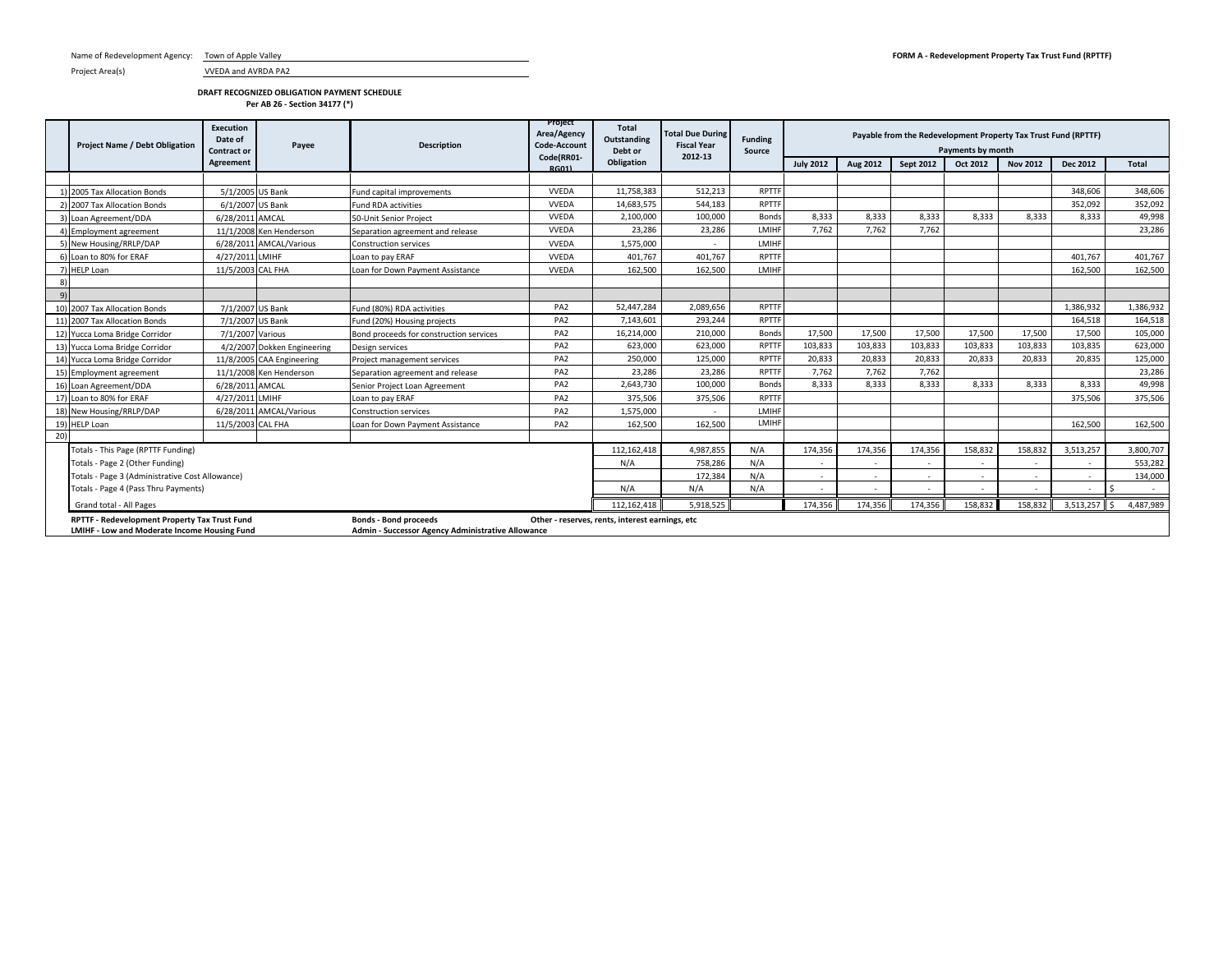Name of Redevelopment Agency: Town of Apple Valley

Project Area(s) VVEDA and AVRDA PA2

**FORM A - Redevelopment Property Tax Trust Fund (RPTTF)**

**DRAFT RECOGNIZED OBLIGATION PAYMENT SCHEDULE**
**Per AB 26 - Section 34177 (\*)**

| | Project Name / Debt Obligation | Execution Date of Contract or Agreement | Payee | Description | Project Area/Agency Code-Account Code(RR01-RG01) | Total Outstanding Debt or Obligation | Total Due During Fiscal Year 2012-13 | Funding Source | Payable from the Redevelopment Property Tax Trust Fund (RPTTF) Payments by month | | | | | | |
|---|---|---|---|---|---|---|---|---|---|---|---|---|---|---|---|
| | | | | | | | | | July 2012 | Aug 2012 | Sept 2012 | Oct 2012 | Nov 2012 | Dec 2012 | Total |
| 1) | 2005 Tax Allocation Bonds | 5/1/2005 | US Bank | Fund capital improvements | VVEDA | 11,758,383 | 512,213 | RPTTF | | | | | | 348,606 | 348,606 |
| 2) | 2007 Tax Allocation Bonds | 6/1/2007 | US Bank | Fund RDA activities | VVEDA | 14,683,575 | 544,183 | RPTTF | | | | | | 352,092 | 352,092 |
| 3) | Loan Agreement/DDA | 6/28/2011 | AMCAL | 50-Unit Senior Project | VVEDA | 2,100,000 | 100,000 | Bonds | 8,333 | 8,333 | 8,333 | 8,333 | 8,333 | 8,333 | 49,998 |
| 4) | Employment agreement | 11/1/2008 | Ken Henderson | Separation agreement and release | VVEDA | 23,286 | 23,286 | LMIHF | 7,762 | 7,762 | 7,762 | | | | 23,286 |
| 5) | New Housing/RRLP/DAP | 6/28/2011 | AMCAL/Various | Construction services | VVEDA | 1,575,000 | - | LMIHF | | | | | | | |
| 6) | Loan to 80% for ERAF | 4/27/2011 | LMIHF | Loan to pay ERAF | VVEDA | 401,767 | 401,767 | RPTTF | | | | | | 401,767 | 401,767 |
| 7) | HELP Loan | 11/5/2003 | CAL FHA | Loan for Down Payment Assistance | VVEDA | 162,500 | 162,500 | LMIHF | | | | | | 162,500 | 162,500 |
| 8) | | | | | | | | | | | | | | | |
| 9) | | | | | | | | | | | | | | | |
| 10) | 2007 Tax Allocation Bonds | 7/1/2007 | US Bank | Fund (80%) RDA activities | PA2 | 52,447,284 | 2,089,656 | RPTTF | | | | | | 1,386,932 | 1,386,932 |
| 11) | 2007 Tax Allocation Bonds | 7/1/2007 | US Bank | Fund (20%) Housing projects | PA2 | 7,143,601 | 293,244 | RPTTF | | | | | | 164,518 | 164,518 |
| 12) | Yucca Loma Bridge Corridor | 7/1/2007 | Various | Bond proceeds for construction services | PA2 | 16,214,000 | 210,000 | Bonds | 17,500 | 17,500 | 17,500 | 17,500 | 17,500 | 17,500 | 105,000 |
| 13) | Yucca Loma Bridge Corridor | 4/2/2007 | Dokken Engineering | Design services | PA2 | 623,000 | 623,000 | RPTTF | 103,833 | 103,833 | 103,833 | 103,833 | 103,833 | 103,835 | 623,000 |
| 14) | Yucca Loma Bridge Corridor | 11/8/2005 | CAA Engineering | Project management services | PA2 | 250,000 | 125,000 | RPTTF | 20,833 | 20,833 | 20,833 | 20,833 | 20,833 | 20,835 | 125,000 |
| 15) | Employment agreement | 11/1/2008 | Ken Henderson | Separation agreement and release | PA2 | 23,286 | 23,286 | RPTTF | 7,762 | 7,762 | 7,762 | | | | 23,286 |
| 16) | Loan Agreement/DDA | 6/28/2011 | AMCAL | Senior Project Loan Agreement | PA2 | 2,643,730 | 100,000 | Bonds | 8,333 | 8,333 | 8,333 | 8,333 | 8,333 | 8,333 | 49,998 |
| 17) | Loan to 80% for ERAF | 4/27/2011 | LMIHF | Loan to pay ERAF | PA2 | 375,506 | 375,506 | RPTTF | | | | | | 375,506 | 375,506 |
| 18) | New Housing/RRLP/DAP | 6/28/2011 | AMCAL/Various | Construction services | PA2 | 1,575,000 | - | LMIHF | | | | | | | |
| 19) | HELP Loan | 11/5/2003 | CAL FHA | Loan for Down Payment Assistance | PA2 | 162,500 | 162,500 | LMIHF | | | | | | 162,500 | 162,500 |
| 20) | | | | | | | | | | | | | | | |
| | Totals - This Page (RPTTF Funding) | | | | | 112,162,418 | 4,987,855 | N/A | 174,356 | 174,356 | 174,356 | 158,832 | 158,832 | 3,513,257 | 3,800,707 |
| | Totals - Page 2 (Other Funding) | | | | | N/A | 758,286 | N/A | - | - | - | - | - | - | 553,282 |
| | Totals - Page 3 (Administrative Cost Allowance) | | | | | | 172,384 | N/A | - | - | - | - | - | - | 134,000 |
| | Totals - Page 4 (Pass Thru Payments) | | | | | N/A | N/A | N/A | - | - | - | - | - | - | $ - |
| | Grand total - All Pages | | | | | 112,162,418 | 5,918,525 | | 174,356 | 174,356 | 174,356 | 158,832 | 158,832 | 3,513,257 | $ 4,487,989 |

**RPTTF - Redevelopment Property Tax Trust Fund** **Bonds - Bond proceeds** **Other - reserves, rents, interest earnings, etc**
**LMIHF - Low and Moderate Income Housing Fund** **Admin - Successor Agency Administrative Allowance**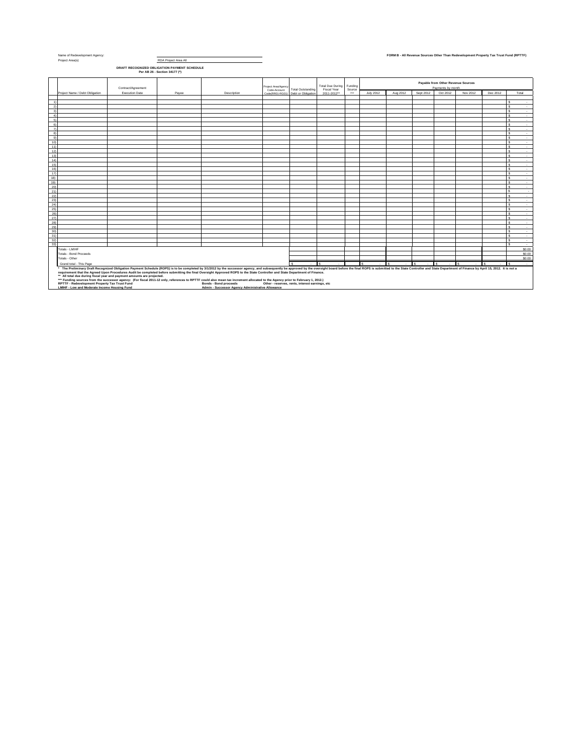Name of Redevelopment Agency:

Project Area(s) RDA Project Area All

**FORM B - All Revenue Sources Other Than Redevelopment Property Tax Trust Fund (RPTTF)**

**DRAFT RECOGNIZED OBLIGATION PAYMENT SCHEDULE**
**Per AB 26 - Section 34177 (*)**

| | Project Name / Debt Obligation | Contract/Agreement Execution Date | Payee | Description | Project Area/Agency Code-Account Code(RR01-RG01) | Total Outstanding Debt or Obligation | Total Due During Fiscal Year 2011-2012** | Funding Source *** | Payable from Other Revenue Sources Payments by month | | | | | | |
|---|---|---|---|---|---|---|---|---|---|---|---|---|---|---|---|
| | | | | | | | | | July 2012 | Aug 2012 | Sept 2012 | Oct 2012 | Nov 2012 | Dec 2012 | Total |
| 1) | | | | | | | | | | | | | | | $ - |
| 2) | | | | | | | | | | | | | | | $ - |
| 3) | | | | | | | | | | | | | | | $ - |
| 4) | | | | | | | | | | | | | | | $ - |
| 5) | | | | | | | | | | | | | | | $ - |
| 6) | | | | | | | | | | | | | | | $ - |
| 7) | | | | | | | | | | | | | | | $ - |
| 8) | | | | | | | | | | | | | | | $ - |
| 9) | | | | | | | | | | | | | | | $ - |
| 10) | | | | | | | | | | | | | | | $ - |
| 11) | | | | | | | | | | | | | | | $ - |
| 12) | | | | | | | | | | | | | | | $ - |
| 13) | | | | | | | | | | | | | | | $ - |
| 14) | | | | | | | | | | | | | | | $ - |
| 15) | | | | | | | | | | | | | | | $ - |
| 16) | | | | | | | | | | | | | | | $ - |
| 17) | | | | | | | | | | | | | | | $ - |
| 18) | | | | | | | | | | | | | | | $ - |
| 19) | | | | | | | | | | | | | | | $ - |
| 20) | | | | | | | | | | | | | | | $ - |
| 21) | | | | | | | | | | | | | | | $ - |
| 22) | | | | | | | | | | | | | | | $ - |
| 23) | | | | | | | | | | | | | | | $ - |
| 24) | | | | | | | | | | | | | | | $ - |
| 25) | | | | | | | | | | | | | | | $ - |
| 26) | | | | | | | | | | | | | | | $ - |
| 27) | | | | | | | | | | | | | | | $ - |
| 28) | | | | | | | | | | | | | | | $ - |
| 29) | | | | | | | | | | | | | | | $ - |
| 30) | | | | | | | | | | | | | | | $ - |
| 31) | | | | | | | | | | | | | | | $ - |
| 32) | | | | | | | | | | | | | | | $ - |
| 33) | | | | | | | | | | | | | | | $ - |
| | Totals - LMIHF | | | | | | | | | | | | | | $0.00 |
| | Totals - Bond Proceeds | | | | | | | | | | | | | | $0.00 |
| | Totals - Other | | | | | | | | | | | | | | $0.00 |
| | Grand total - This Page | | | | | $ - | $ - | | $ - | $ - | $ - | $ - | $ - | $ - | $ - |

**\* The Preliminary Draft Recognized Obligation Payment Schedule (ROPS) is to be completed by 3/1/2012 by the successor agency, and subsequently be approved by the oversight board before the final ROPS is submitted to the State Controller and State Department of Finance by April 15, 2012. It is not a requirement that the Agreed Upon Procedures Audit be completed before submitting the final Oversight Approved ROPS to the State Controller and State Department of Finance.**

**\*\* All total due during fiscal year and payment amounts are projected.**

**\*\*\* Funding sources from the successor agency: (For fiscal 2011-12 only, references to RPTTF could also mean tax increment allocated to the Agency prior to February 1, 2012.)**

**RPTTF - Redevelopment Property Tax Trust Fund** | **Bonds - Bond proceeds** | **Other - reserves, rents, interest earnings, etc**

**LMIHF - Low and Moderate Income Housing Fund** | **Admin - Successor Agency Administrative Allowance**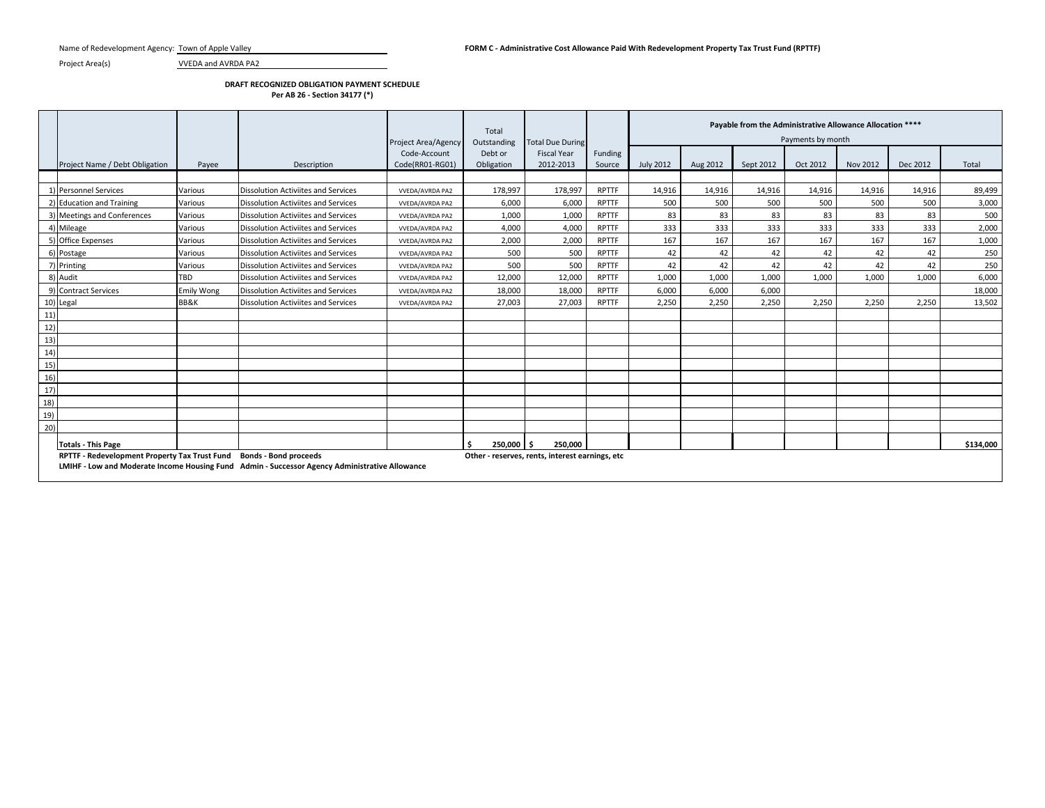Name of Redevelopment Agency: Town of Apple Valley

Project Area(s) VVEDA and AVRDA PA2

**FORM C - Administrative Cost Allowance Paid With Redevelopment Property Tax Trust Fund (RPTTF)**

**DRAFT RECOGNIZED OBLIGATION PAYMENT SCHEDULE**
**Per AB 26 - Section 34177 (*)**

| | Project Name / Debt Obligation | Payee | Description | Project Area/Agency Code-Account Code(RR01-RG01) | Total Outstanding Debt or Obligation | Total Due During Fiscal Year 2012-2013 | Funding Source | Payable from the Administrative Allowance Allocation **** Payments by month | | | | | | |
|---|---|---|---|---|---|---|---|---|---|---|---|---|---|---|
| | | | | | | | | July 2012 | Aug 2012 | Sept 2012 | Oct 2012 | Nov 2012 | Dec 2012 | Total |
| 1) | Personnel Services | Various | Dissolution Activiites and Services | VVEDA/AVRDA PA2 | 178,997 | 178,997 | RPTTF | 14,916 | 14,916 | 14,916 | 14,916 | 14,916 | 14,916 | 89,499 |
| 2) | Education and Training | Various | Dissolution Activiites and Services | VVEDA/AVRDA PA2 | 6,000 | 6,000 | RPTTF | 500 | 500 | 500 | 500 | 500 | 500 | 3,000 |
| 3) | Meetings and Conferences | Various | Dissolution Activiites and Services | VVEDA/AVRDA PA2 | 1,000 | 1,000 | RPTTF | 83 | 83 | 83 | 83 | 83 | 83 | 500 |
| 4) | Mileage | Various | Dissolution Activiites and Services | VVEDA/AVRDA PA2 | 4,000 | 4,000 | RPTTF | 333 | 333 | 333 | 333 | 333 | 333 | 2,000 |
| 5) | Office Expenses | Various | Dissolution Activiites and Services | VVEDA/AVRDA PA2 | 2,000 | 2,000 | RPTTF | 167 | 167 | 167 | 167 | 167 | 167 | 1,000 |
| 6) | Postage | Various | Dissolution Activiites and Services | VVEDA/AVRDA PA2 | 500 | 500 | RPTTF | 42 | 42 | 42 | 42 | 42 | 42 | 250 |
| 7) | Printing | Various | Dissolution Activiites and Services | VVEDA/AVRDA PA2 | 500 | 500 | RPTTF | 42 | 42 | 42 | 42 | 42 | 42 | 250 |
| 8) | Audit | TBD | Dissolution Activiites and Services | VVEDA/AVRDA PA2 | 12,000 | 12,000 | RPTTF | 1,000 | 1,000 | 1,000 | 1,000 | 1,000 | 1,000 | 6,000 |
| 9) | Contract Services | Emily Wong | Dissolution Activiites and Services | VVEDA/AVRDA PA2 | 18,000 | 18,000 | RPTTF | 6,000 | 6,000 | 6,000 | | | | 18,000 |
| 10) | Legal | BB&K | Dissolution Activiites and Services | VVEDA/AVRDA PA2 | 27,003 | 27,003 | RPTTF | 2,250 | 2,250 | 2,250 | 2,250 | 2,250 | 2,250 | 13,502 |
| 11) | | | | | | | | | | | | | | |
| 12) | | | | | | | | | | | | | | |
| 13) | | | | | | | | | | | | | | |
| 14) | | | | | | | | | | | | | | |
| 15) | | | | | | | | | | | | | | |
| 16) | | | | | | | | | | | | | | |
| 17) | | | | | | | | | | | | | | |
| 18) | | | | | | | | | | | | | | |
| 19) | | | | | | | | | | | | | | |
| 20) | | | | | | | | | | | | | | |
| | **Totals - This Page** | | | | **$ 250,000** | **$ 250,000** | | | | | | | | **$134,000** |

**RPTTF - Redevelopment Property Tax Trust Fund** **Bonds - Bond proceeds** **Other - reserves, rents, interest earnings, etc**
**LMIHF - Low and Moderate Income Housing Fund** **Admin - Successor Agency Administrative Allowance**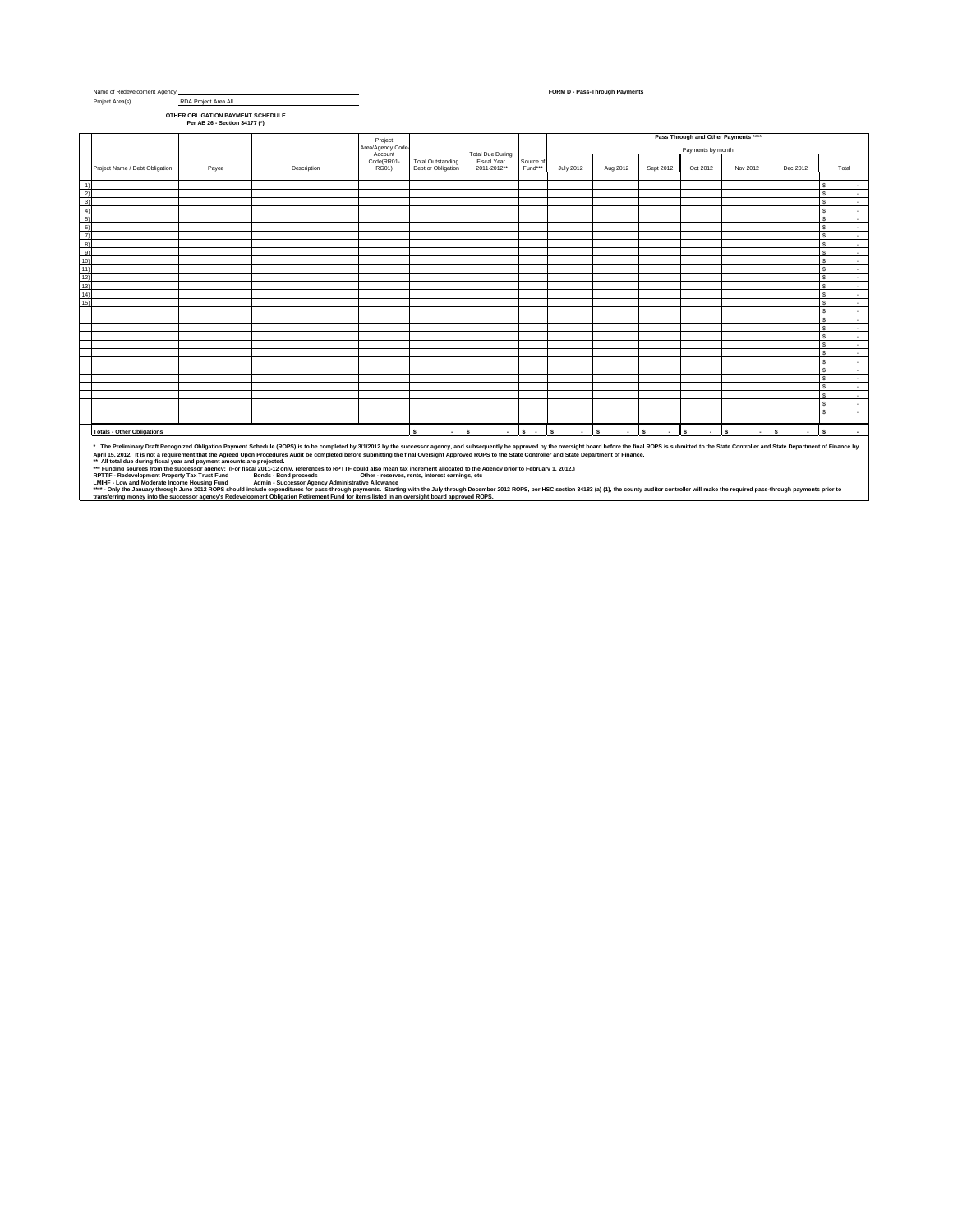Name of Redevelopment Agency: ____________________

Project Area(s) RDA Project Area All

**FORM D - Pass-Through Payments**

**OTHER OBLIGATION PAYMENT SCHEDULE**
**Per AB 26 - Section 34177 (*)**

| | | | | | | | | Pass Through and Other Payments **** | | | | | | |
|---|---|---|---|---|---|---|---|---|---|---|---|---|---|---|
| | | | | | | | | Payments by month | | | | | | |
| | Project Name / Debt Obligation | Payee | Description | Project Area/Agency Code-Account Code(RR01-RG01) | Total Outstanding Debt or Obligation | Total Due During Fiscal Year 2011-2012** | Source of Fund*** | July 2012 | Aug 2012 | Sept 2012 | Oct 2012 | Nov 2012 | Dec 2012 | Total |
| 1) | | | | | | | | | | | | | | $ - |
| 2) | | | | | | | | | | | | | | $ - |
| 3) | | | | | | | | | | | | | | $ - |
| 4) | | | | | | | | | | | | | | $ - |
| 5) | | | | | | | | | | | | | | $ - |
| 6) | | | | | | | | | | | | | | $ - |
| 7) | | | | | | | | | | | | | | $ - |
| 8) | | | | | | | | | | | | | | $ - |
| 9) | | | | | | | | | | | | | | $ - |
| 10) | | | | | | | | | | | | | | $ - |
| 11) | | | | | | | | | | | | | | $ - |
| 12) | | | | | | | | | | | | | | $ - |
| 13) | | | | | | | | | | | | | | $ - |
| 14) | | | | | | | | | | | | | | $ - |
| 15) | | | | | | | | | | | | | | $ - |
| | | | | | | | | | | | | | | $ - |
| | | | | | | | | | | | | | | $ - |
| | | | | | | | | | | | | | | $ - |
| | | | | | | | | | | | | | | $ - |
| | | | | | | | | | | | | | | $ - |
| | | | | | | | | | | | | | | $ - |
| | | | | | | | | | | | | | | $ - |
| | | | | | | | | | | | | | | $ - |
| | | | | | | | | | | | | | | $ - |
| | | | | | | | | | | | | | | $ - |
| | | | | | | | | | | | | | | $ - |
| | | | | | | | | | | | | | | $ - |
| | | | | | | | | | | | | | | |
| | **Totals - Other Obligations** | | | | **$ -** | **$ -** | **$ -** | **$ -** | **$ -** | **$ -** | **$ -** | **$ -** | **$ -** | **$ -** |

**\* The Preliminary Draft Recognized Obligation Payment Schedule (ROPS) is to be completed by 3/1/2012 by the successor agency, and subsequently be approved by the oversight board before the final ROPS is submitted to the State Controller and State Department of Finance by April 15, 2012. It is not a requirement that the Agreed Upon Procedures Audit be completed before submitting the final Oversight Approved ROPS to the State Controller and State Department of Finance.**

**\*\* All total due during fiscal year and payment amounts are projected.**

**\*\*\* Funding sources from the successor agency: (For fiscal 2011-12 only, references to RPTTF could also mean tax increment allocated to the Agency prior to February 1, 2012.)**

**RPTTF - Redevelopment Property Tax Trust Fund** &nbsp; **Bonds - Bond proceeds** &nbsp; **Other - reserves, rents, interest earnings, etc**

**LMIHF - Low and Moderate Income Housing Fund** &nbsp; **Admin - Successor Agency Administrative Allowance**

**\*\*\*\* - Only the January through June 2012 ROPS should include expenditures for pass-through payments. Starting with the July through December 2012 ROPS, per HSC section 34183 (a) (1), the county auditor controller will make the required pass-through payments prior to transferring money into the successor agency's Redevelopment Obligation Retirement Fund for items listed in an oversight board approved ROPS.**